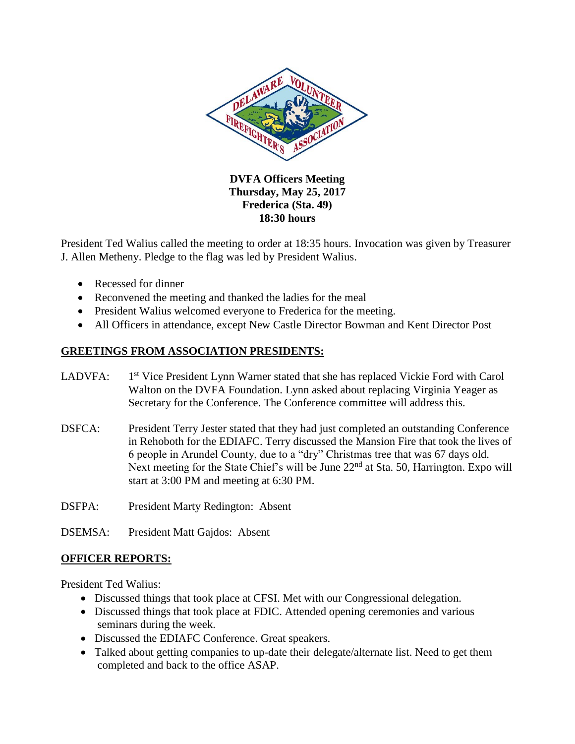**DVFA Officers Meeting**
**Thursday, May 25, 2017**
**Frederica (Sta. 49)**
**18:30 hours**

President Ted Walius called the meeting to order at 18:35 hours. Invocation was given by Treasurer J. Allen Metheny. Pledge to the flag was led by President Walius.

- Recessed for dinner
- Reconvened the meeting and thanked the ladies for the meal
- President Walius welcomed everyone to Frederica for the meeting.
- All Officers in attendance, except New Castle Director Bowman and Kent Director Post

## GREETINGS FROM ASSOCIATION PRESIDENTS:

LADVFA: 1st Vice President Lynn Warner stated that she has replaced Vickie Ford with Carol Walton on the DVFA Foundation. Lynn asked about replacing Virginia Yeager as Secretary for the Conference. The Conference committee will address this.

DSFCA: President Terry Jester stated that they had just completed an outstanding Conference in Rehoboth for the EDIAFC. Terry discussed the Mansion Fire that took the lives of 6 people in Arundel County, due to a "dry" Christmas tree that was 67 days old. Next meeting for the State Chief's will be June 22nd at Sta. 50, Harrington. Expo will start at 3:00 PM and meeting at 6:30 PM.

DSFPA: President Marty Redington: Absent

DSEMSA: President Matt Gajdos: Absent

## OFFICER REPORTS:

President Ted Walius:

- Discussed things that took place at CFSI. Met with our Congressional delegation.
- Discussed things that took place at FDIC. Attended opening ceremonies and various seminars during the week.
- Discussed the EDIAFC Conference. Great speakers.
- Talked about getting companies to up-date their delegate/alternate list. Need to get them completed and back to the office ASAP.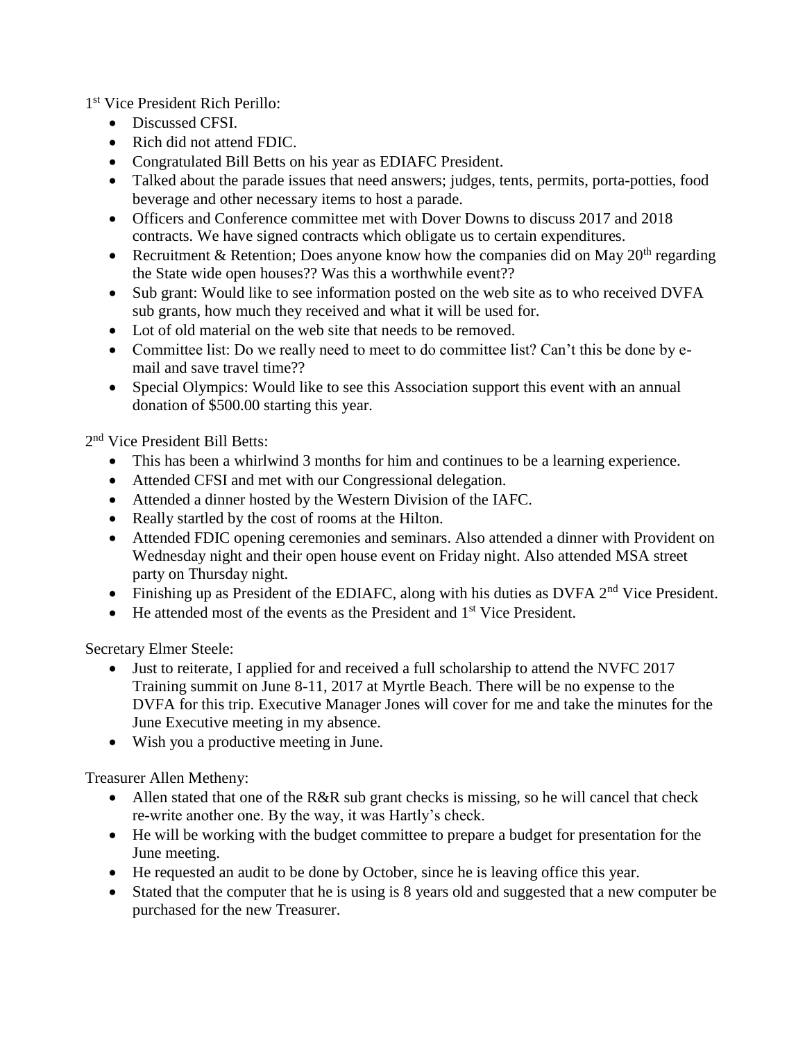1st Vice President Rich Perillo:

- Discussed CFSI.
- Rich did not attend FDIC.
- Congratulated Bill Betts on his year as EDIAFC President.
- Talked about the parade issues that need answers; judges, tents, permits, porta-potties, food beverage and other necessary items to host a parade.
- Officers and Conference committee met with Dover Downs to discuss 2017 and 2018 contracts. We have signed contracts which obligate us to certain expenditures.
- Recruitment & Retention; Does anyone know how the companies did on May 20th regarding the State wide open houses?? Was this a worthwhile event??
- Sub grant: Would like to see information posted on the web site as to who received DVFA sub grants, how much they received and what it will be used for.
- Lot of old material on the web site that needs to be removed.
- Committee list: Do we really need to meet to do committee list? Can't this be done by e-mail and save travel time??
- Special Olympics: Would like to see this Association support this event with an annual donation of $500.00 starting this year.

2nd Vice President Bill Betts:

- This has been a whirlwind 3 months for him and continues to be a learning experience.
- Attended CFSI and met with our Congressional delegation.
- Attended a dinner hosted by the Western Division of the IAFC.
- Really startled by the cost of rooms at the Hilton.
- Attended FDIC opening ceremonies and seminars. Also attended a dinner with Provident on Wednesday night and their open house event on Friday night. Also attended MSA street party on Thursday night.
- Finishing up as President of the EDIAFC, along with his duties as DVFA 2nd Vice President.
- He attended most of the events as the President and 1st Vice President.

Secretary Elmer Steele:

- Just to reiterate, I applied for and received a full scholarship to attend the NVFC 2017 Training summit on June 8-11, 2017 at Myrtle Beach. There will be no expense to the DVFA for this trip. Executive Manager Jones will cover for me and take the minutes for the June Executive meeting in my absence.
- Wish you a productive meeting in June.

Treasurer Allen Metheny:

- Allen stated that one of the R&R sub grant checks is missing, so he will cancel that check re-write another one. By the way, it was Hartly's check.
- He will be working with the budget committee to prepare a budget for presentation for the June meeting.
- He requested an audit to be done by October, since he is leaving office this year.
- Stated that the computer that he is using is 8 years old and suggested that a new computer be purchased for the new Treasurer.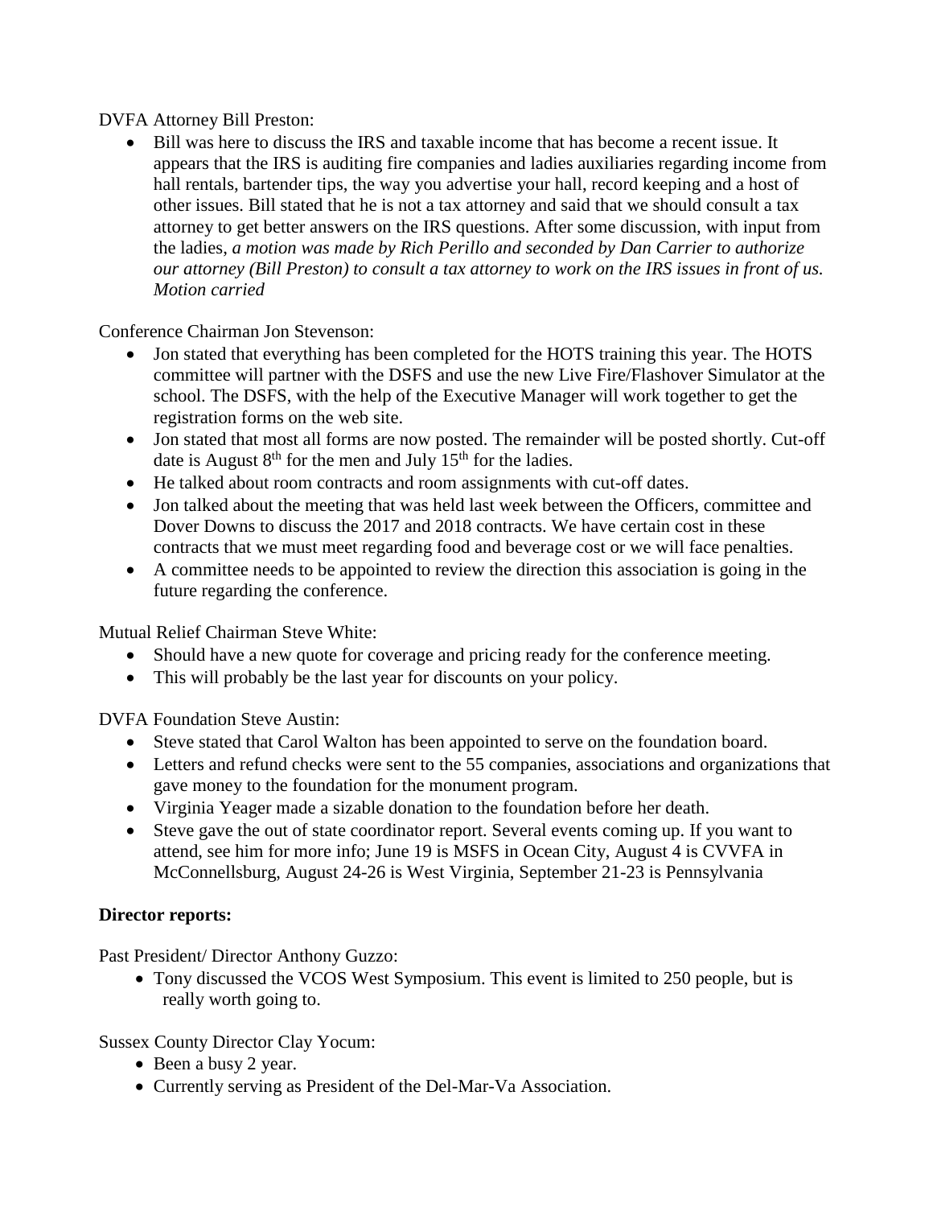DVFA Attorney Bill Preston:

- Bill was here to discuss the IRS and taxable income that has become a recent issue. It appears that the IRS is auditing fire companies and ladies auxiliaries regarding income from hall rentals, bartender tips, the way you advertise your hall, record keeping and a host of other issues. Bill stated that he is not a tax attorney and said that we should consult a tax attorney to get better answers on the IRS questions. After some discussion, with input from the ladies, *a motion was made by Rich Perillo and seconded by Dan Carrier to authorize our attorney (Bill Preston) to consult a tax attorney to work on the IRS issues in front of us. Motion carried*

Conference Chairman Jon Stevenson:

- Jon stated that everything has been completed for the HOTS training this year. The HOTS committee will partner with the DSFS and use the new Live Fire/Flashover Simulator at the school. The DSFS, with the help of the Executive Manager will work together to get the registration forms on the web site.
- Jon stated that most all forms are now posted. The remainder will be posted shortly. Cut-off date is August 8th for the men and July 15th for the ladies.
- He talked about room contracts and room assignments with cut-off dates.
- Jon talked about the meeting that was held last week between the Officers, committee and Dover Downs to discuss the 2017 and 2018 contracts. We have certain cost in these contracts that we must meet regarding food and beverage cost or we will face penalties.
- A committee needs to be appointed to review the direction this association is going in the future regarding the conference.

Mutual Relief Chairman Steve White:

- Should have a new quote for coverage and pricing ready for the conference meeting.
- This will probably be the last year for discounts on your policy.

DVFA Foundation Steve Austin:

- Steve stated that Carol Walton has been appointed to serve on the foundation board.
- Letters and refund checks were sent to the 55 companies, associations and organizations that gave money to the foundation for the monument program.
- Virginia Yeager made a sizable donation to the foundation before her death.
- Steve gave the out of state coordinator report. Several events coming up. If you want to attend, see him for more info; June 19 is MSFS in Ocean City, August 4 is CVVFA in McConnellsburg, August 24-26 is West Virginia, September 21-23 is Pennsylvania

**Director reports:**

Past President/ Director Anthony Guzzo:

- Tony discussed the VCOS West Symposium. This event is limited to 250 people, but is really worth going to.

Sussex County Director Clay Yocum:

- Been a busy 2 year.
- Currently serving as President of the Del-Mar-Va Association.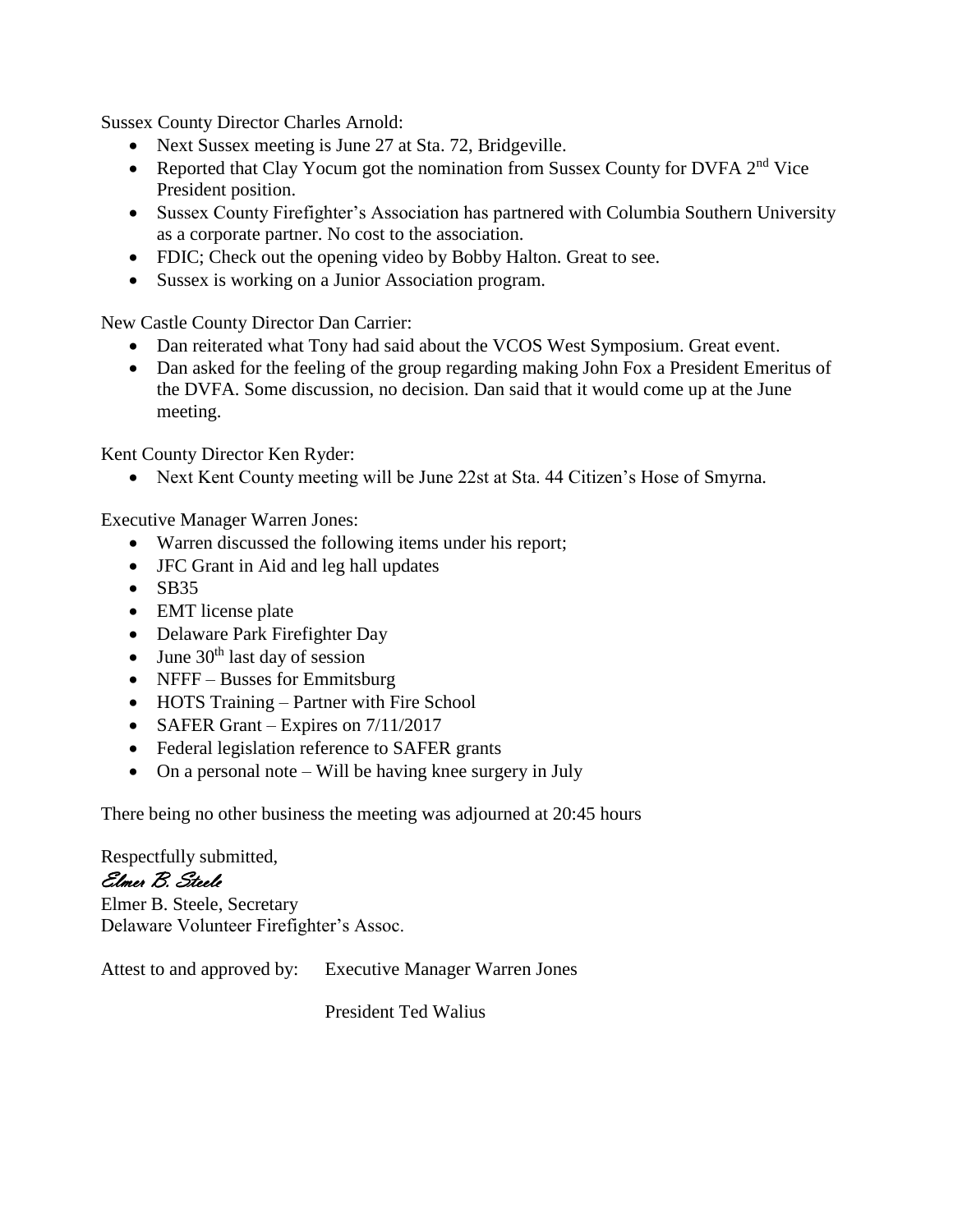Sussex County Director Charles Arnold:

- Next Sussex meeting is June 27 at Sta. 72, Bridgeville.
- Reported that Clay Yocum got the nomination from Sussex County for DVFA 2nd Vice President position.
- Sussex County Firefighter's Association has partnered with Columbia Southern University as a corporate partner. No cost to the association.
- FDIC; Check out the opening video by Bobby Halton. Great to see.
- Sussex is working on a Junior Association program.

New Castle County Director Dan Carrier:

- Dan reiterated what Tony had said about the VCOS West Symposium. Great event.
- Dan asked for the feeling of the group regarding making John Fox a President Emeritus of the DVFA. Some discussion, no decision. Dan said that it would come up at the June meeting.

Kent County Director Ken Ryder:

- Next Kent County meeting will be June 22st at Sta. 44 Citizen's Hose of Smyrna.

Executive Manager Warren Jones:

- Warren discussed the following items under his report;
- JFC Grant in Aid and leg hall updates
- SB35
- EMT license plate
- Delaware Park Firefighter Day
- June 30th last day of session
- NFFF – Busses for Emmitsburg
- HOTS Training – Partner with Fire School
- SAFER Grant – Expires on 7/11/2017
- Federal legislation reference to SAFER grants
- On a personal note – Will be having knee surgery in July

There being no other business the meeting was adjourned at 20:45 hours

Respectfully submitted,

*Elmer B. Steele*

Elmer B. Steele, Secretary
Delaware Volunteer Firefighter's Assoc.

Attest to and approved by: Executive Manager Warren Jones

President Ted Walius